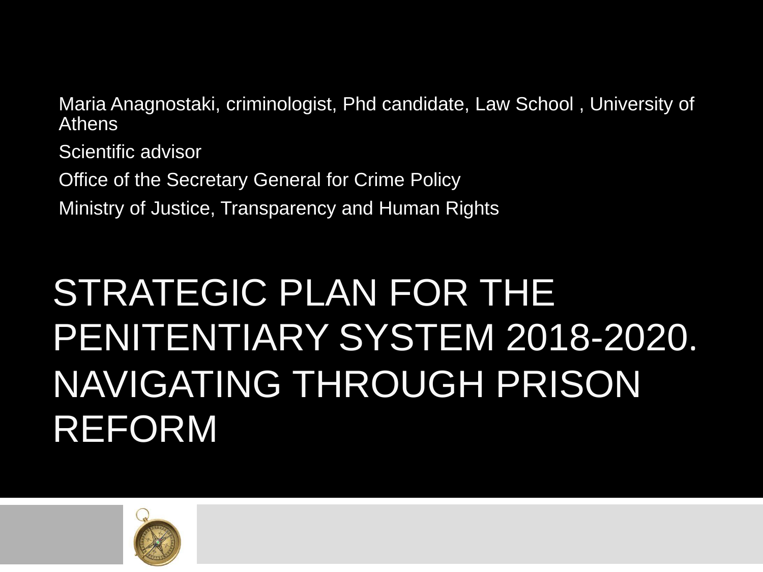Maria Anagnostaki, criminologist, Phd candidate, Law School , University of Athens

Scientific advisor

Office of the Secretary General for Crime Policy

Ministry of Justice, Transparency and Human Rights

# STRATEGIC PLAN FOR THE PENITENTIARY SYSTEM 2018-2020. NAVIGATING THROUGH PRISON REFORM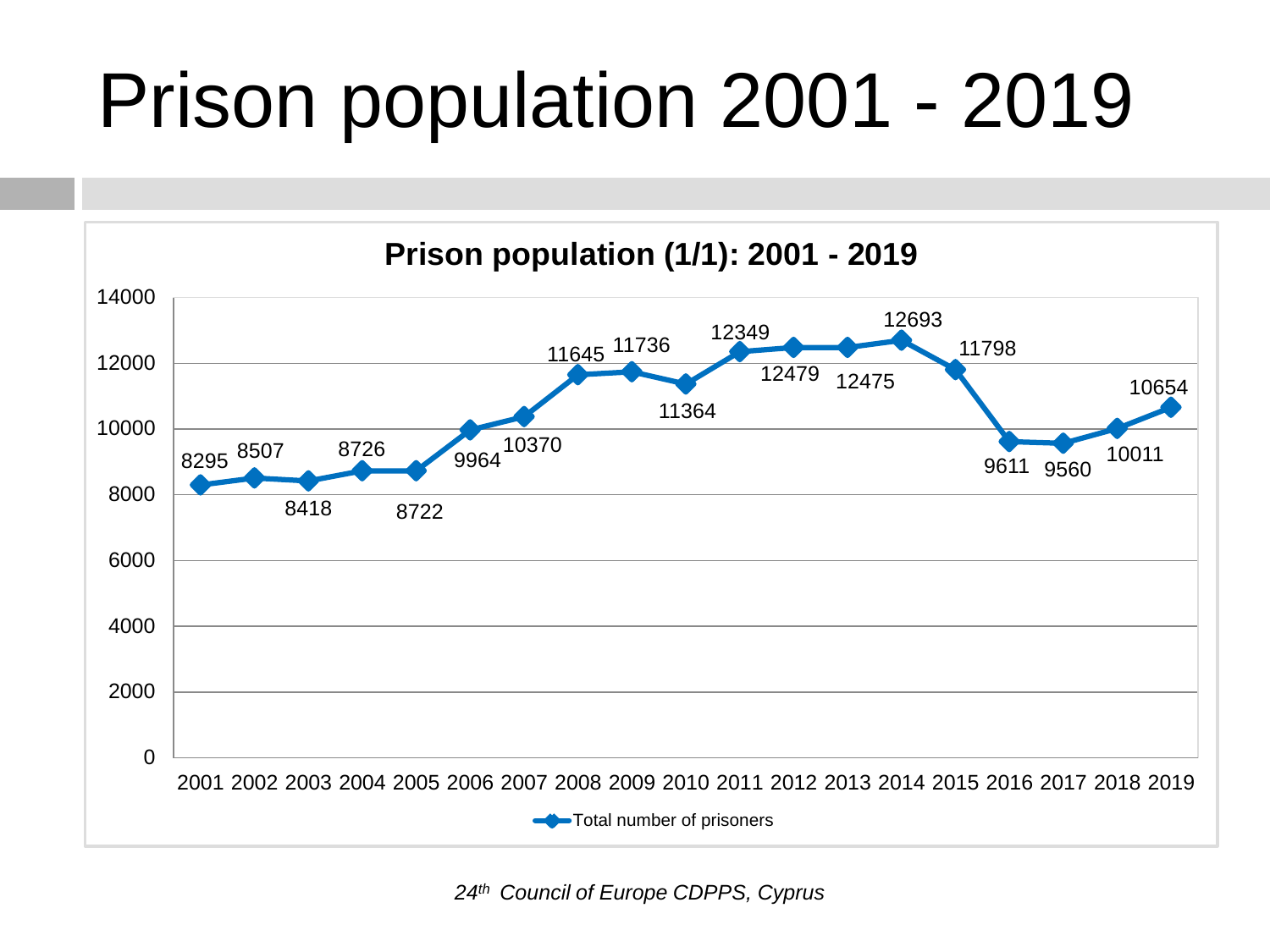# Prison population 2001 - 2019

**Prison population (1/1): 2001 - 2019**

| Year | Total number of prisoners |
|---|---|
| 2001 | 8295 |
| 2002 | 8507 |
| 2003 | 8418 |
| 2004 | 8726 |
| 2005 | 8722 |
| 2006 | 9964 |
| 2007 | 10370 |
| 2008 | 11645 |
| 2009 | 11736 |
| 2010 | 11364 |
| 2011 | 12349 |
| 2012 | 12479 |
| 2013 | 12475 |
| 2014 | 12693 |
| 2015 | 11798 |
| 2016 | 9611 |
| 2017 | 9560 |
| 2018 | 10011 |
| 2019 | 10654 |

*24th Council of Europe CDPPS, Cyprus*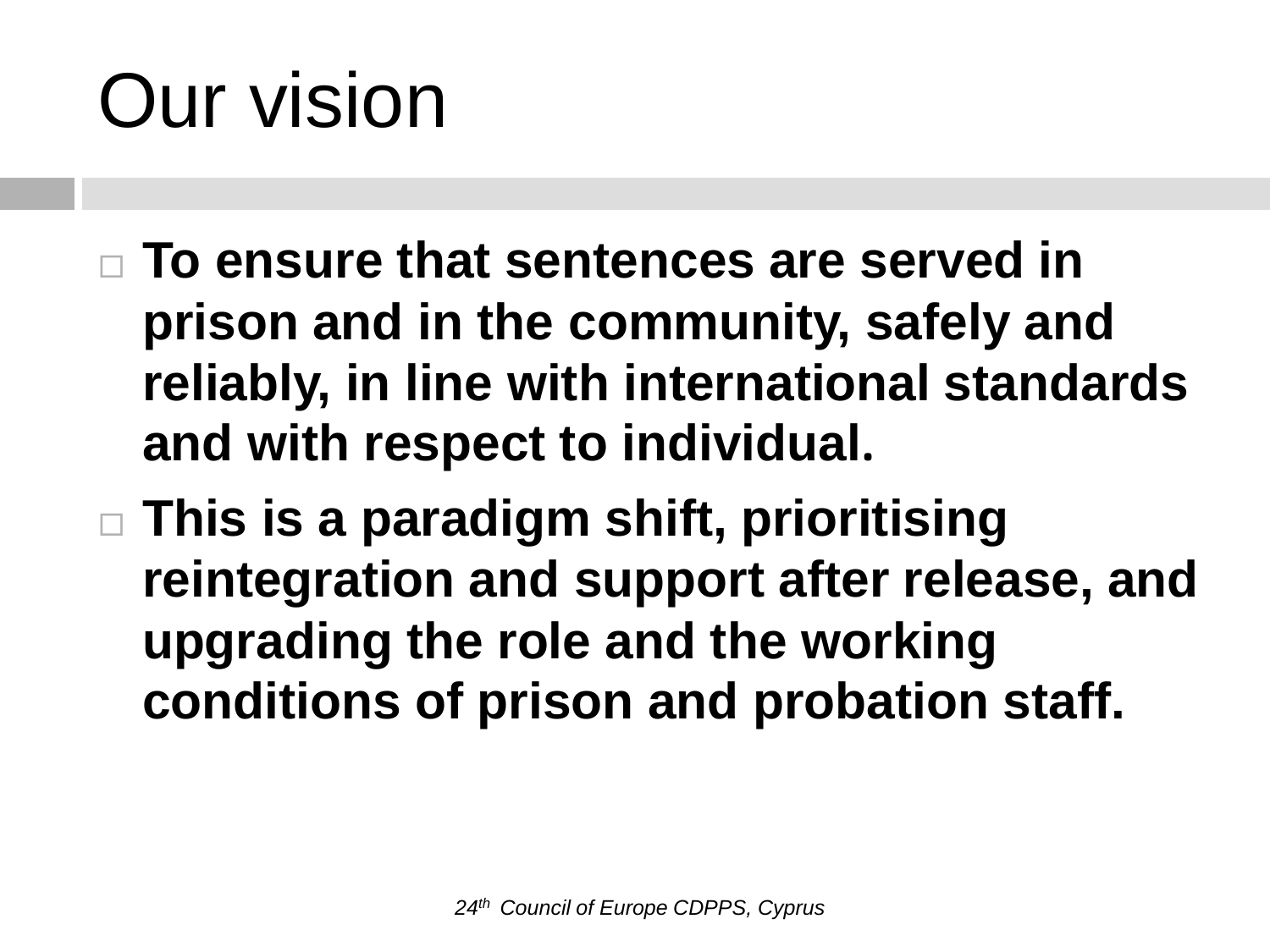# Our vision

- **To ensure that sentences are served in prison and in the community, safely and reliably, in line with international standards and with respect to individual.**
- **This is a paradigm shift, prioritising reintegration and support after release, and upgrading the role and the working conditions of prison and probation staff.**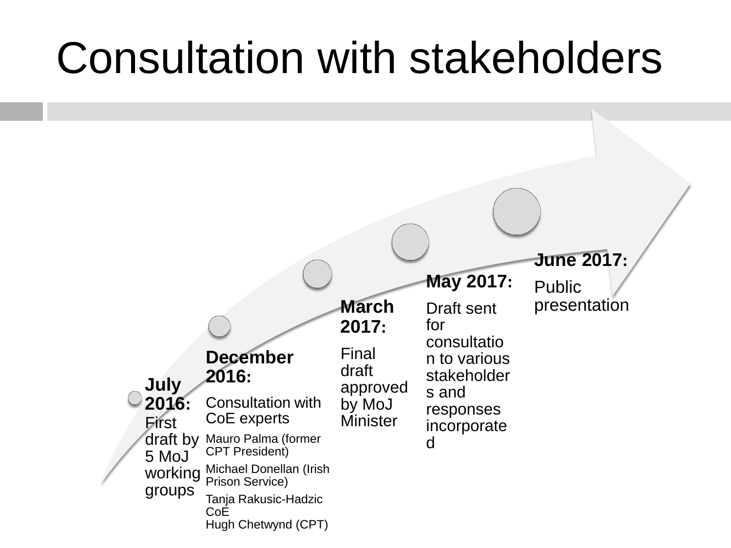# Consultation with stakeholders

**July 2016:** First draft by 5 MoJ working groups

**December 2016:**

Consultation with CoE experts

Mauro Palma (former CPT President)

Michael Donellan (Irish Prison Service)

Tanja Rakusic-Hadzic CoE
Hugh Chetwynd (CPT)

**March 2017:**

Final draft approved by MoJ Minister

**May 2017:**

Draft sent for consultation to various stakeholders and responses incorporated

**June 2017:**

Public presentation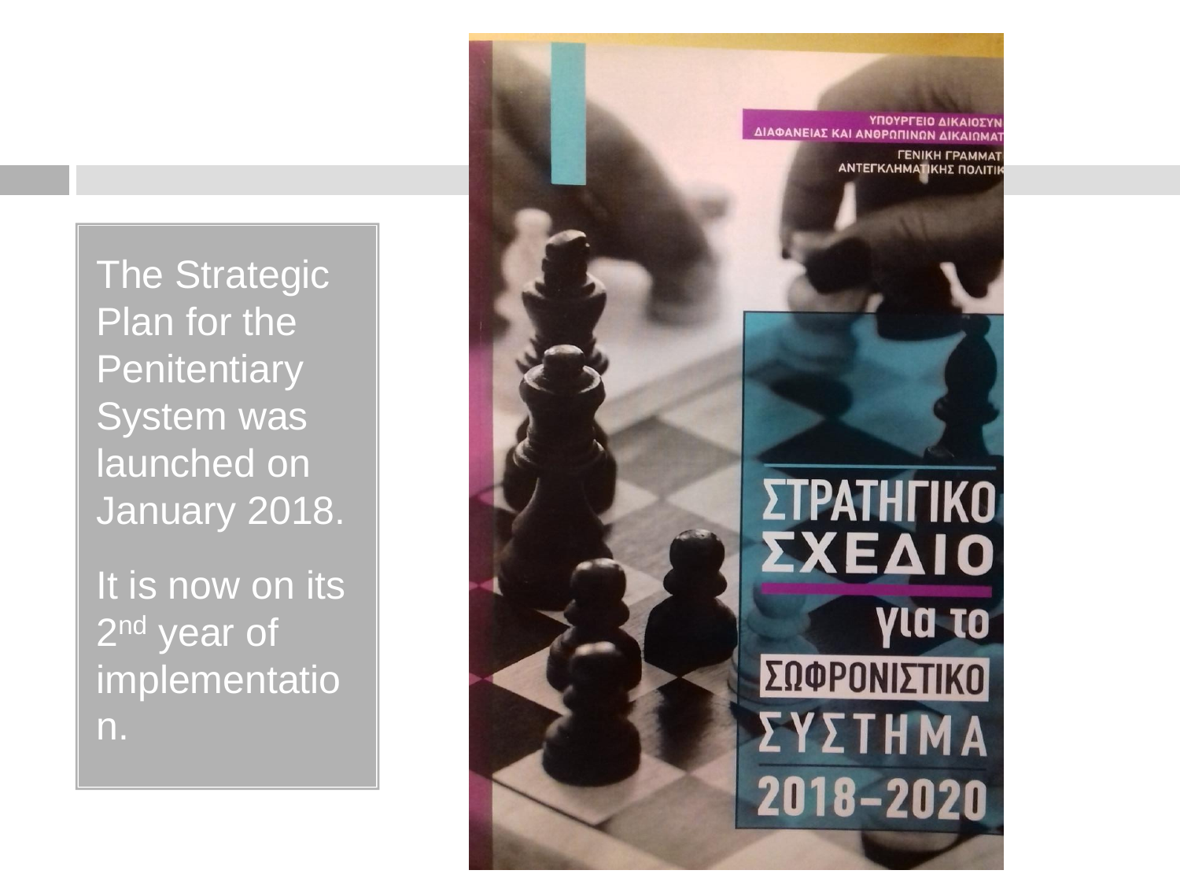The Strategic Plan for the Penitentiary System was launched on January 2018.

It is now on its 2nd year of implementation.

ΥΠΟΥΡΓΕΙΟ ΔΙΚΑΙΟΣΥΝ
ΔΙΑΦΑΝΕΙΑΣ ΚΑΙ ΑΝΘΡΩΠΙΝΩΝ ΔΙΚΑΙΩΜΑΤ

ΓΕΝΙΚΗ ΓΡΑΜΜΑΤ
ΑΝΤΕΓΚΛΗΜΑΤΙΚΗΣ ΠΟΛΙΤΙΚ

ΣΤΡΑΤΗΓΙΚΟ ΣΧΕΔΙΟ για το ΣΩΦΡΟΝΙΣΤΙΚΟ ΣΥΣΤΗΜΑ 2018–2020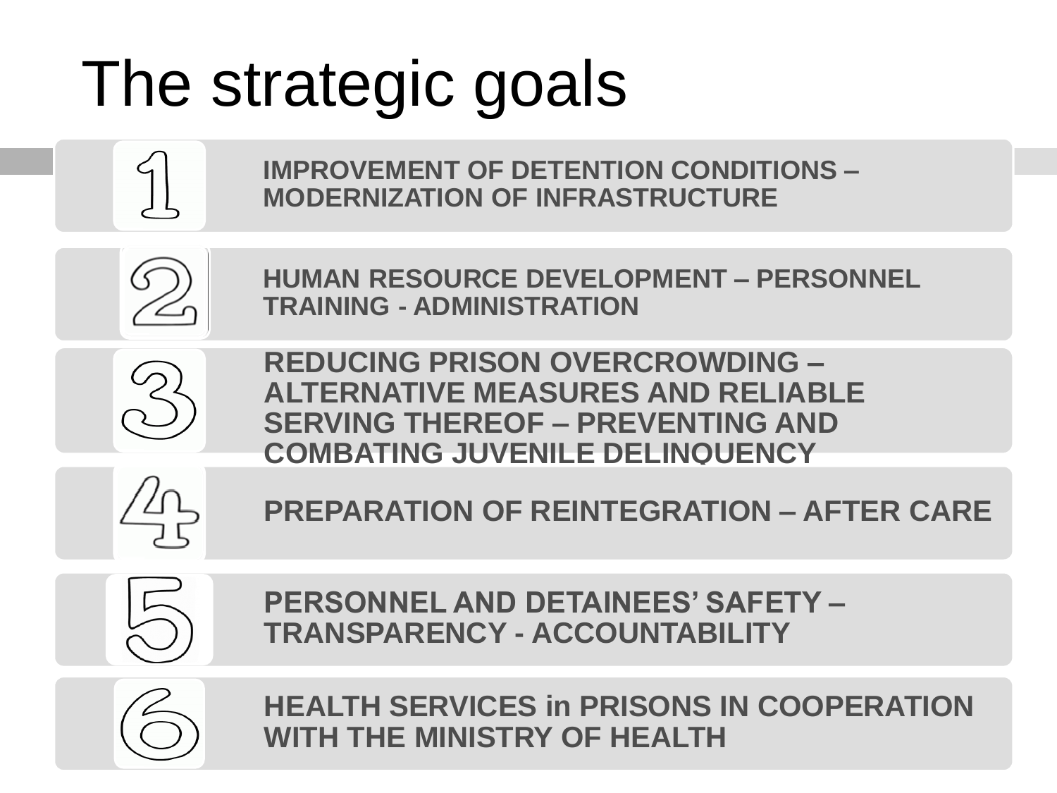# The strategic goals

1. IMPROVEMENT OF DETENTION CONDITIONS – MODERNIZATION OF INFRASTRUCTURE
2. HUMAN RESOURCE DEVELOPMENT – PERSONNEL TRAINING - ADMINISTRATION
3. REDUCING PRISON OVERCROWDING – ALTERNATIVE MEASURES AND RELIABLE SERVING THEREOF – PREVENTING AND COMBATING JUVENILE DELINQUENCY
4. PREPARATION OF REINTEGRATION – AFTER CARE
5. PERSONNEL AND DETAINEES' SAFETY – TRANSPARENCY - ACCOUNTABILITY
6. HEALTH SERVICES in PRISONS IN COOPERATION WITH THE MINISTRY OF HEALTH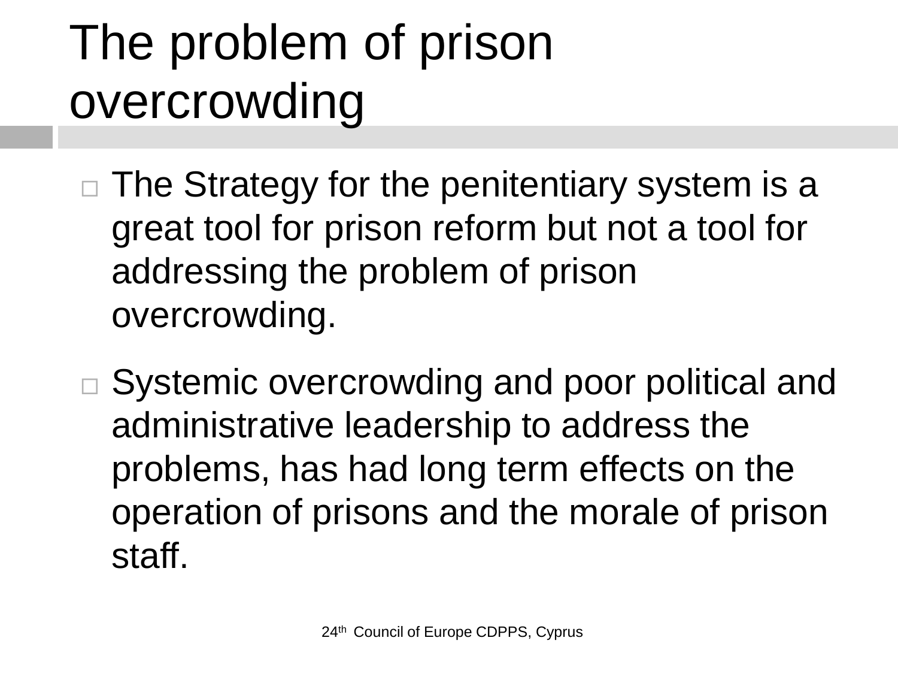# The problem of prison overcrowding

- The Strategy for the penitentiary system is a great tool for prison reform but not a tool for addressing the problem of prison overcrowding.
- Systemic overcrowding and poor political and administrative leadership to address the problems, has had long term effects on the operation of prisons and the morale of prison staff.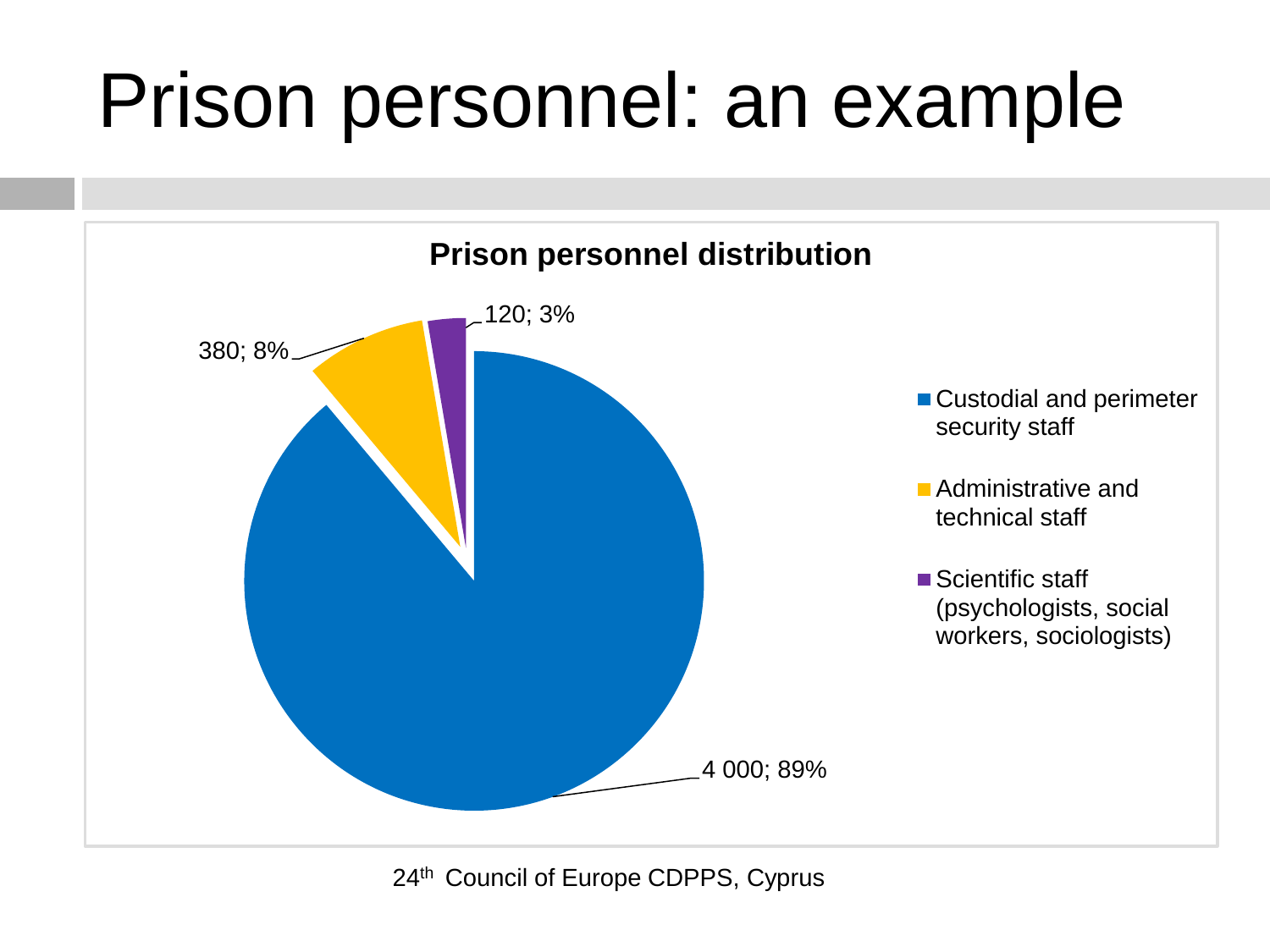# Prison personnel: an example

**Prison personnel distribution**

| Category | Number | Percentage |
|---|---|---|
| Custodial and perimeter security staff | 4 000 | 89% |
| Administrative and technical staff | 380 | 8% |
| Scientific staff (psychologists, social workers, sociologists) | 120 | 3% |

24th Council of Europe CDPPS, Cyprus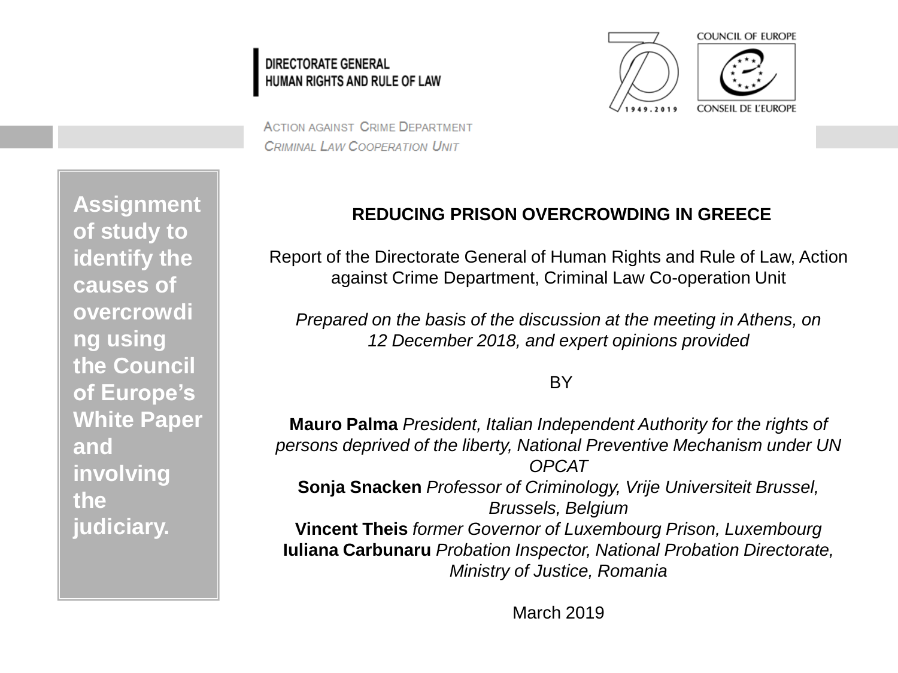DIRECTORATE GENERAL
HUMAN RIGHTS AND RULE OF LAW

ACTION AGAINST CRIME DEPARTMENT
CRIMINAL LAW COOPERATION UNIT

COUNCIL OF EUROPE
CONSEIL DE L'EUROPE

1949.2019

**Assignment of study to identify the causes of overcrowding using the Council of Europe's White Paper and involving the judiciary.**

**REDUCING PRISON OVERCROWDING IN GREECE**

Report of the Directorate General of Human Rights and Rule of Law, Action against Crime Department, Criminal Law Co-operation Unit

*Prepared on the basis of the discussion at the meeting in Athens, on 12 December 2018, and expert opinions provided*

BY

**Mauro Palma** *President, Italian Independent Authority for the rights of persons deprived of the liberty, National Preventive Mechanism under UN OPCAT*
**Sonja Snacken** *Professor of Criminology, Vrije Universiteit Brussel, Brussels, Belgium*
**Vincent Theis** *former Governor of Luxembourg Prison, Luxembourg*
**Iuliana Carbunaru** *Probation Inspector, National Probation Directorate, Ministry of Justice, Romania*

March 2019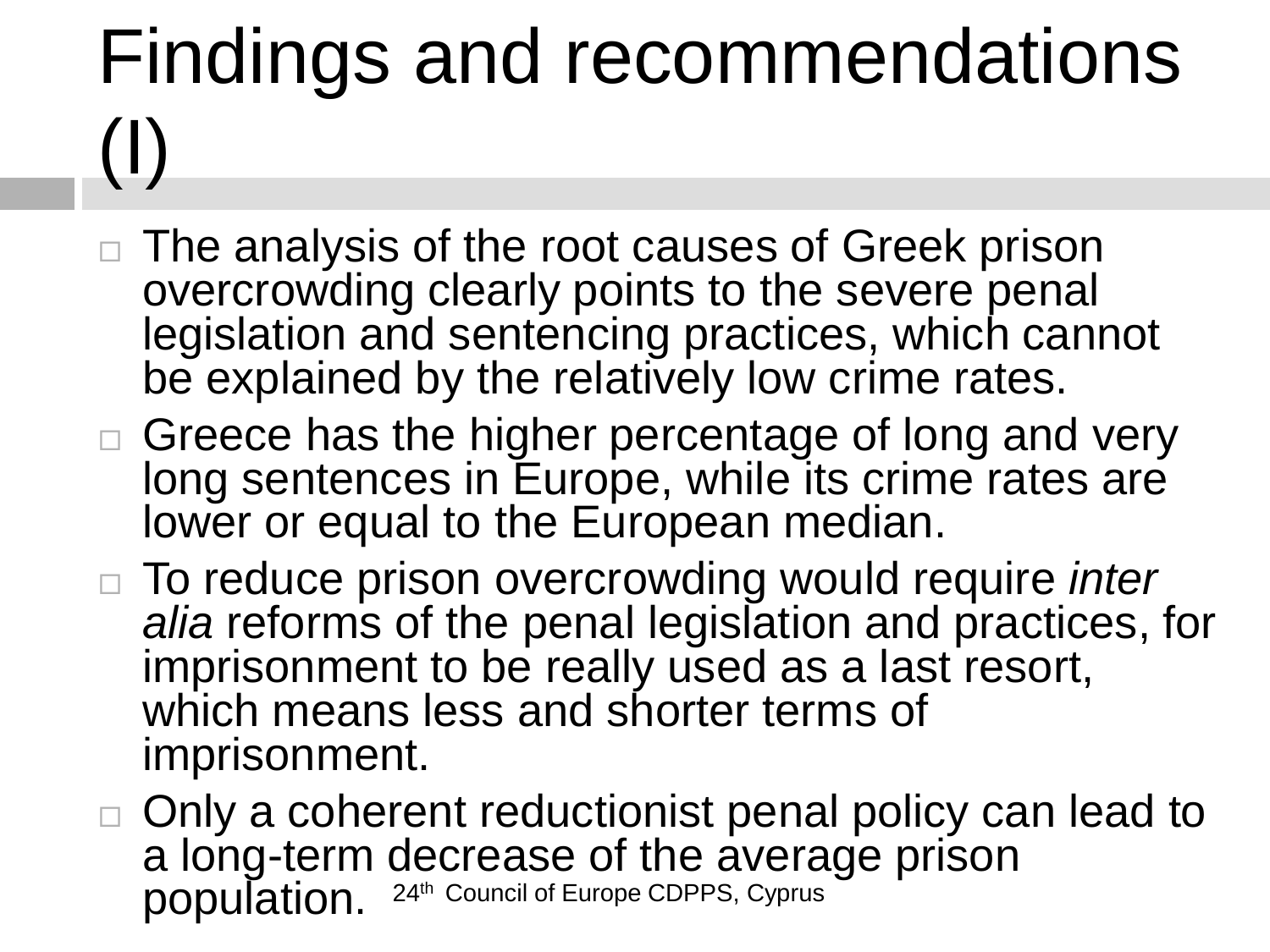# Findings and recommendations (I)

- The analysis of the root causes of Greek prison overcrowding clearly points to the severe penal legislation and sentencing practices, which cannot be explained by the relatively low crime rates.
- Greece has the higher percentage of long and very long sentences in Europe, while its crime rates are lower or equal to the European median.
- To reduce prison overcrowding would require *inter alia* reforms of the penal legislation and practices, for imprisonment to be really used as a last resort, which means less and shorter terms of imprisonment.
- Only a coherent reductionist penal policy can lead to a long-term decrease of the average prison population.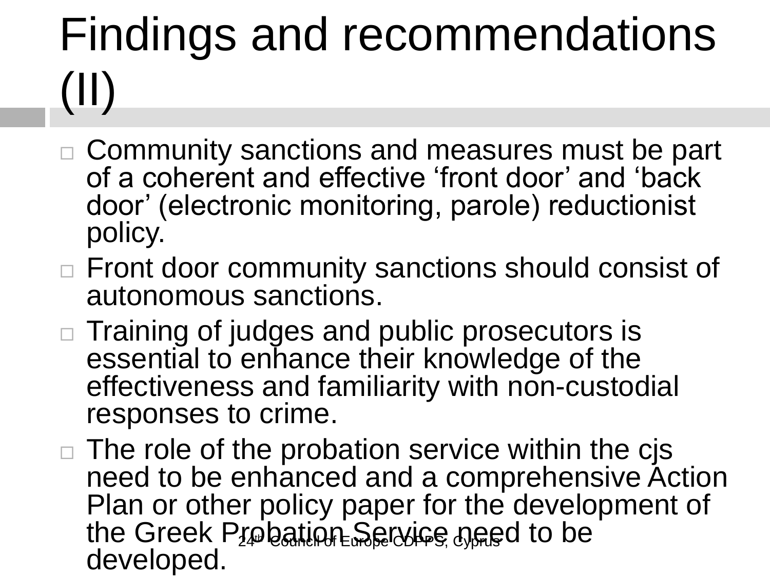# Findings and recommendations (II)

- Community sanctions and measures must be part of a coherent and effective ‘front door’ and ‘back door’ (electronic monitoring, parole) reductionist policy.
- Front door community sanctions should consist of autonomous sanctions.
- Training of judges and public prosecutors is essential to enhance their knowledge of the effectiveness and familiarity with non-custodial responses to crime.
- The role of the probation service within the cjs need to be enhanced and a comprehensive Action Plan or other policy paper for the development of the Greek Probation Service need to be developed.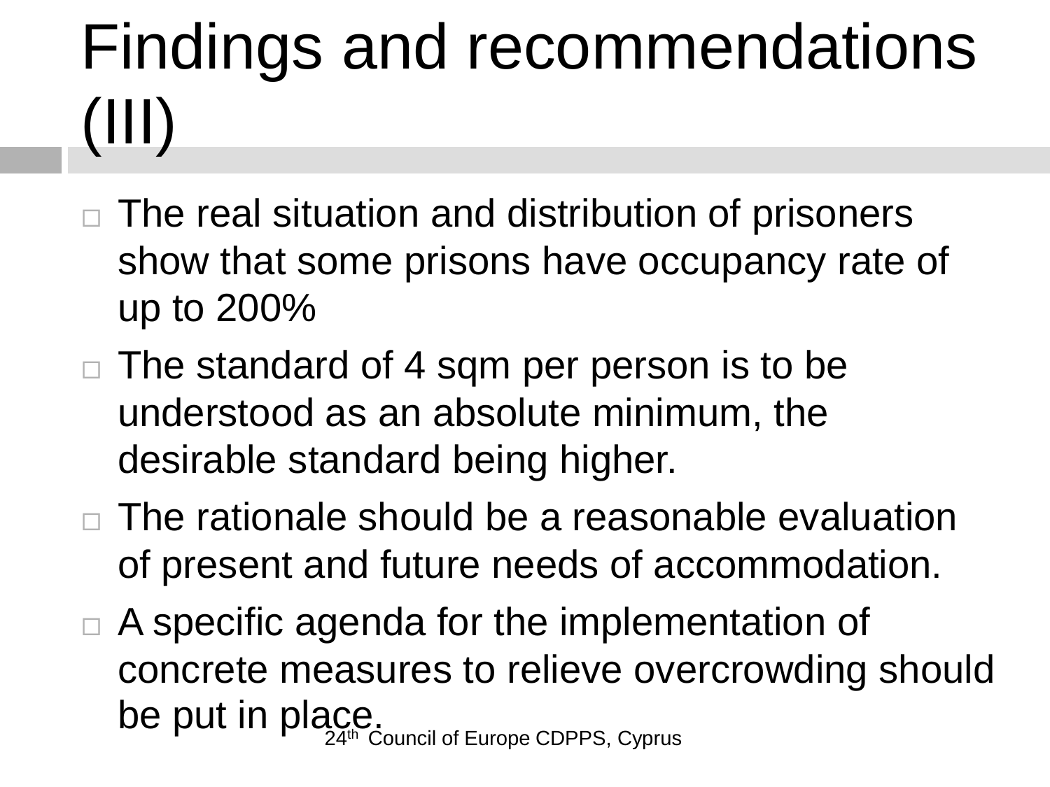# Findings and recommendations (III)

- The real situation and distribution of prisoners show that some prisons have occupancy rate of up to 200%
- The standard of 4 sqm per person is to be understood as an absolute minimum, the desirable standard being higher.
- The rationale should be a reasonable evaluation of present and future needs of accommodation.
- A specific agenda for the implementation of concrete measures to relieve overcrowding should be put in place.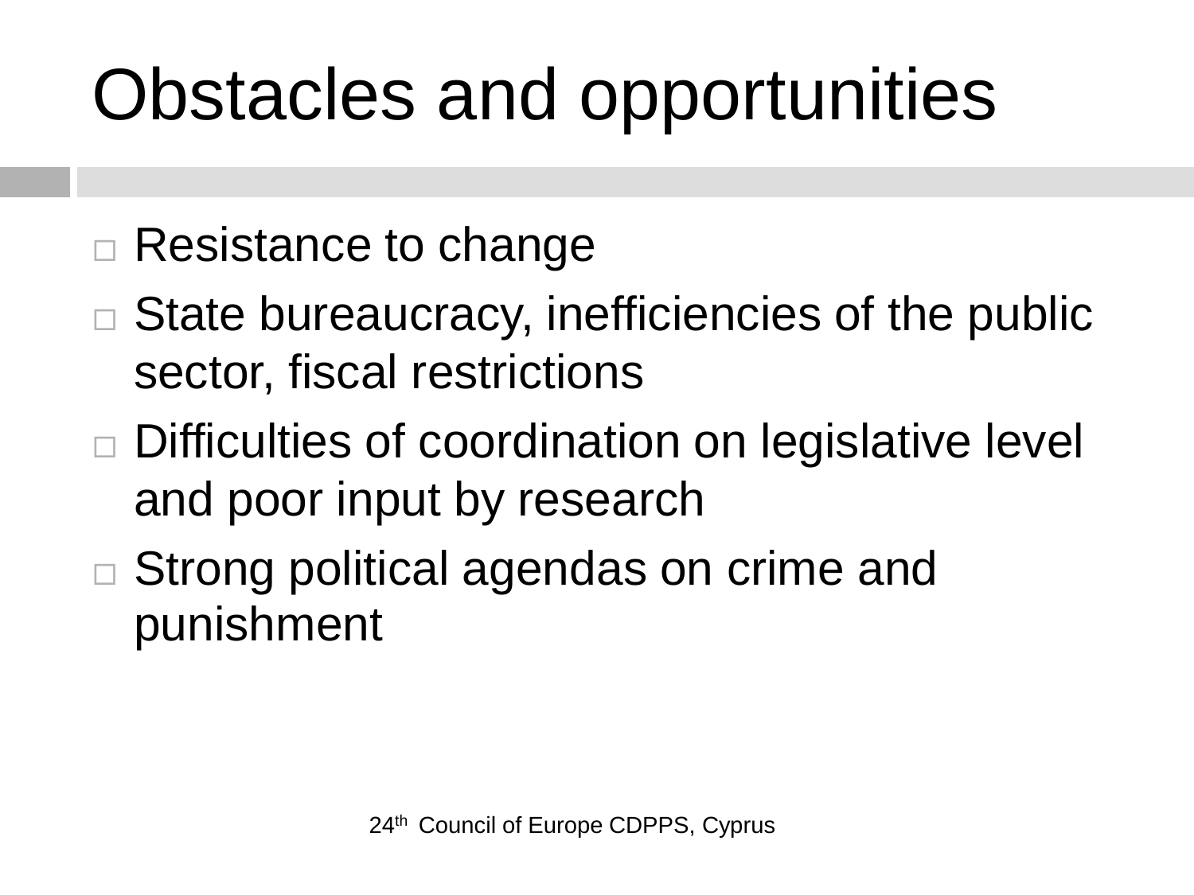# Obstacles and opportunities

- Resistance to change
- State bureaucracy, inefficiencies of the public sector, fiscal restrictions
- Difficulties of coordination on legislative level and poor input by research
- Strong political agendas on crime and punishment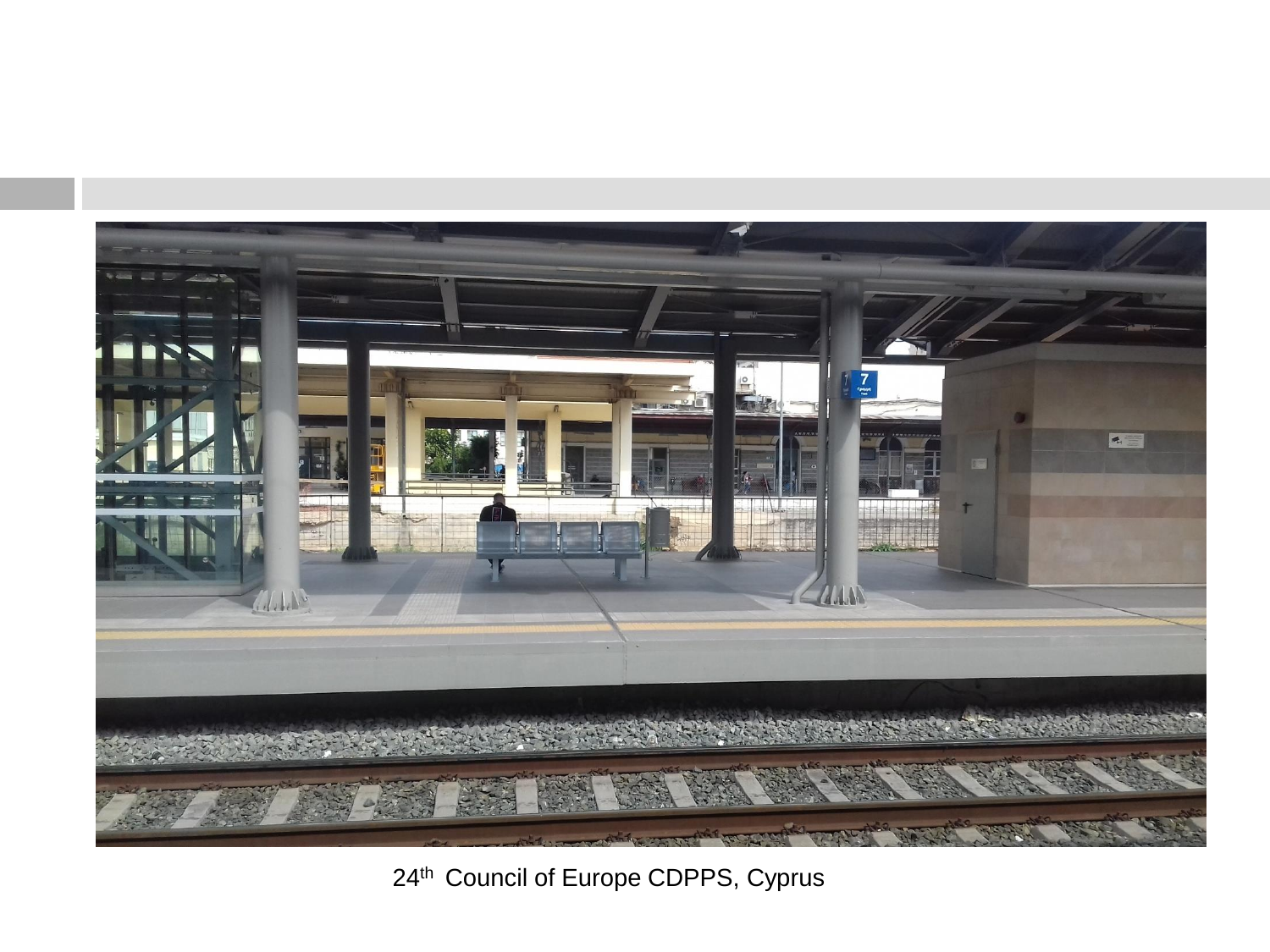24th Council of Europe CDPPS, Cyprus